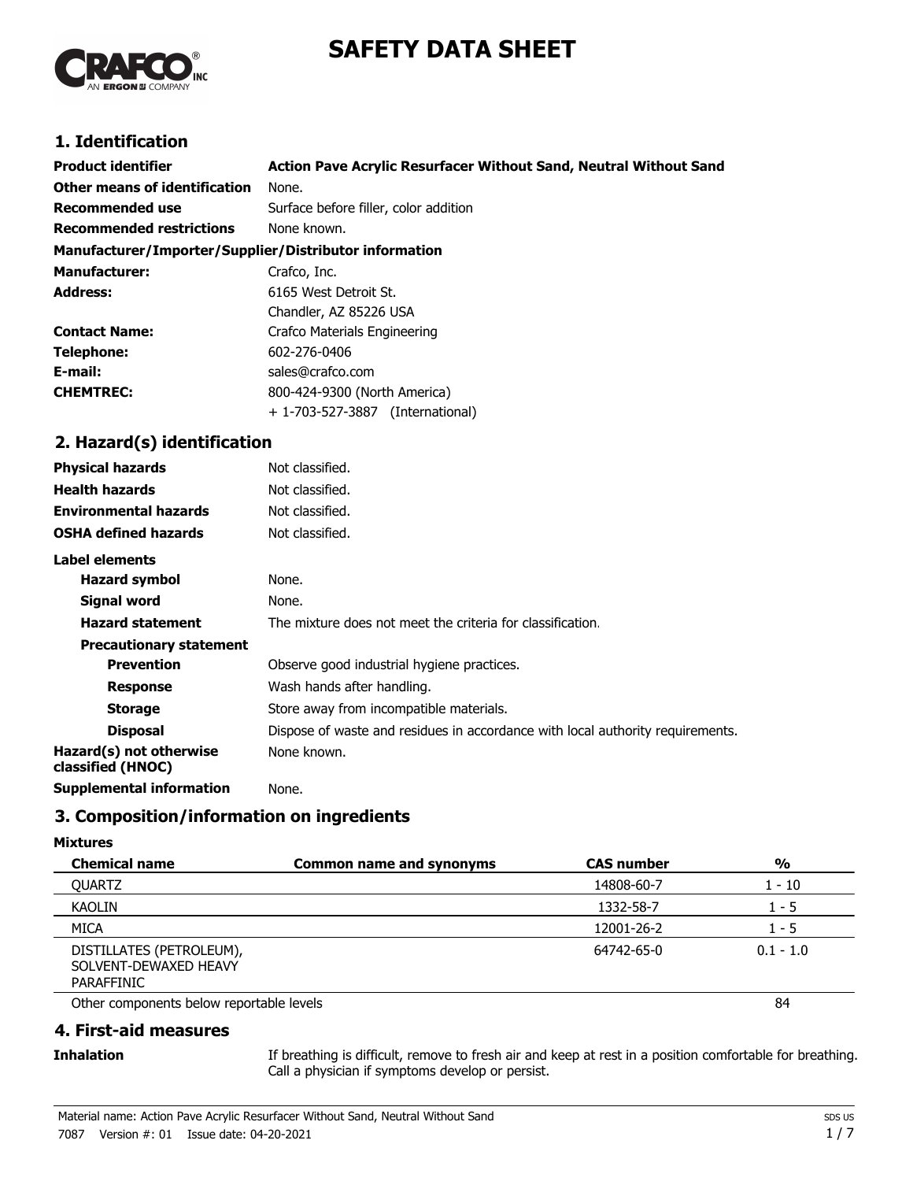# SAFETY DATA SHEET

## 1. Identification

| | |
|---|---|
| **Product identifier** | **Action Pave Acrylic Resurfacer Without Sand, Neutral Without Sand** |
| **Other means of identification** | None. |
| **Recommended use** | Surface before filler, color addition |
| **Recommended restrictions** | None known. |

**Manufacturer/Importer/Supplier/Distributor information**

| | |
|---|---|
| **Manufacturer:** | Crafco, Inc. |
| **Address:** | 6165 West Detroit St.<br>Chandler, AZ 85226 USA |
| **Contact Name:** | Crafco Materials Engineering |
| **Telephone:** | 602-276-0406 |
| **E-mail:** | sales@crafco.com |
| **CHEMTREC:** | 800-424-9300 (North America)<br>+ 1-703-527-3887 (International) |

## 2. Hazard(s) identification

| | |
|---|---|
| **Physical hazards** | Not classified. |
| **Health hazards** | Not classified. |
| **Environmental hazards** | Not classified. |
| **OSHA defined hazards** | Not classified. |

**Label elements**

| | |
|---|---|
| **Hazard symbol** | None. |
| **Signal word** | None. |
| **Hazard statement** | The mixture does not meet the criteria for classification. |

**Precautionary statement**

| | |
|---|---|
| **Prevention** | Observe good industrial hygiene practices. |
| **Response** | Wash hands after handling. |
| **Storage** | Store away from incompatible materials. |
| **Disposal** | Dispose of waste and residues in accordance with local authority requirements. |
| **Hazard(s) not otherwise classified (HNOC)** | None known. |
| **Supplemental information** | None. |

## 3. Composition/information on ingredients

**Mixtures**

| Chemical name | Common name and synonyms | CAS number | % |
|---|---|---|---|
| QUARTZ | | 14808-60-7 | 1 - 10 |
| KAOLIN | | 1332-58-7 | 1 - 5 |
| MICA | | 12001-26-2 | 1 - 5 |
| DISTILLATES (PETROLEUM), SOLVENT-DEWAXED HEAVY PARAFFINIC | | 64742-65-0 | 0.1 - 1.0 |
| Other components below reportable levels | | | 84 |

## 4. First-aid measures

**Inhalation** If breathing is difficult, remove to fresh air and keep at rest in a position comfortable for breathing. Call a physician if symptoms develop or persist.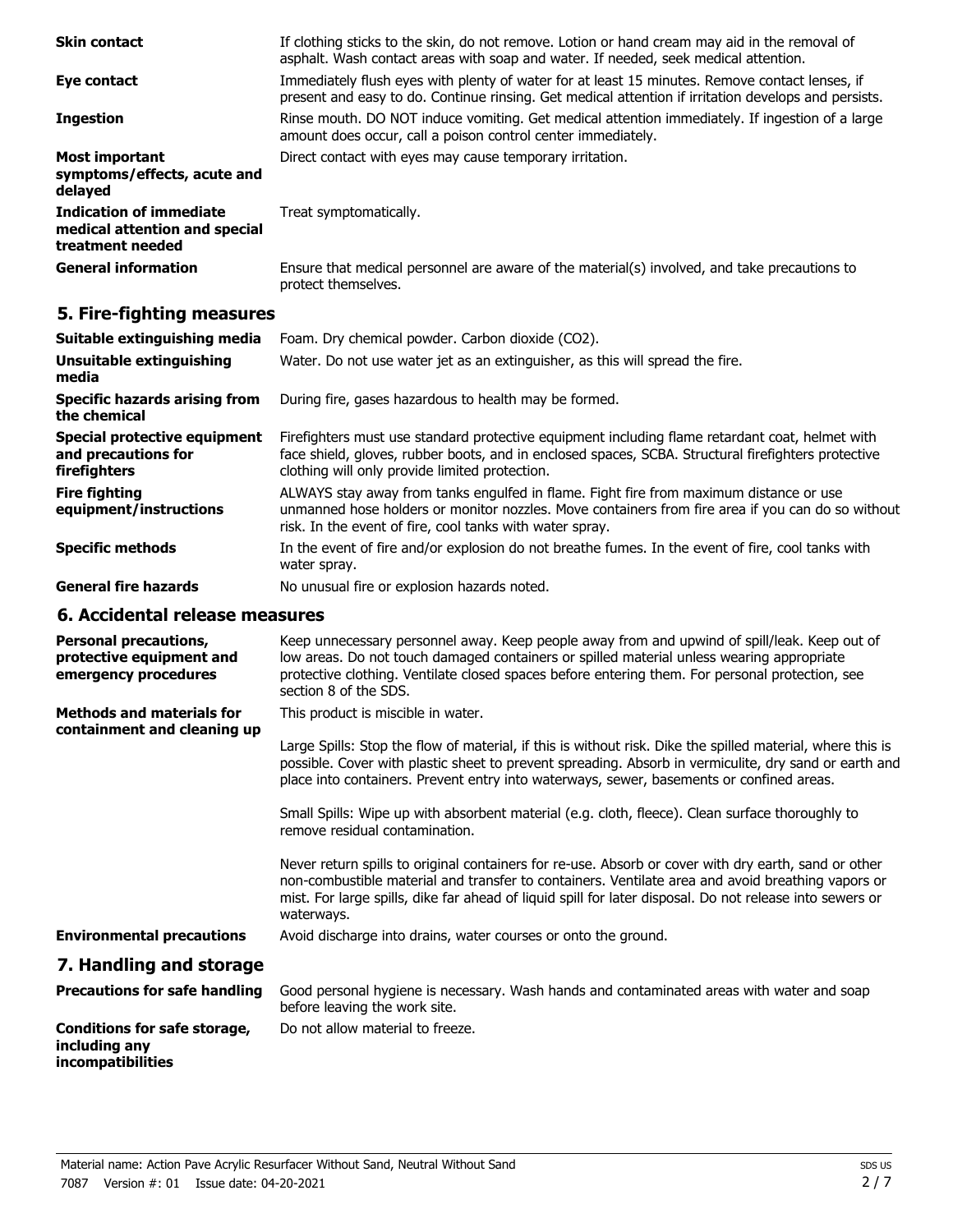**Skin contact** If clothing sticks to the skin, do not remove. Lotion or hand cream may aid in the removal of asphalt. Wash contact areas with soap and water. If needed, seek medical attention.

**Eye contact** Immediately flush eyes with plenty of water for at least 15 minutes. Remove contact lenses, if present and easy to do. Continue rinsing. Get medical attention if irritation develops and persists.

**Ingestion** Rinse mouth. DO NOT induce vomiting. Get medical attention immediately. If ingestion of a large amount does occur, call a poison control center immediately.

**Most important symptoms/effects, acute and delayed** Direct contact with eyes may cause temporary irritation.

**Indication of immediate medical attention and special treatment needed** Treat symptomatically.

**General information** Ensure that medical personnel are aware of the material(s) involved, and take precautions to protect themselves.

## 5. Fire-fighting measures

**Suitable extinguishing media** Foam. Dry chemical powder. Carbon dioxide ($CO_2$).

**Unsuitable extinguishing media** Water. Do not use water jet as an extinguisher, as this will spread the fire.

**Specific hazards arising from the chemical** During fire, gases hazardous to health may be formed.

**Special protective equipment and precautions for firefighters** Firefighters must use standard protective equipment including flame retardant coat, helmet with face shield, gloves, rubber boots, and in enclosed spaces, SCBA. Structural firefighters protective clothing will only provide limited protection.

**Fire fighting equipment/instructions** ALWAYS stay away from tanks engulfed in flame. Fight fire from maximum distance or use unmanned hose holders or monitor nozzles. Move containers from fire area if you can do so without risk. In the event of fire, cool tanks with water spray.

**Specific methods** In the event of fire and/or explosion do not breathe fumes. In the event of fire, cool tanks with water spray.

**General fire hazards** No unusual fire or explosion hazards noted.

## 6. Accidental release measures

**Personal precautions, protective equipment and emergency procedures** Keep unnecessary personnel away. Keep people away from and upwind of spill/leak. Keep out of low areas. Do not touch damaged containers or spilled material unless wearing appropriate protective clothing. Ventilate closed spaces before entering them. For personal protection, see section 8 of the SDS.

**Methods and materials for containment and cleaning up** This product is miscible in water.

Large Spills: Stop the flow of material, if this is without risk. Dike the spilled material, where this is possible. Cover with plastic sheet to prevent spreading. Absorb in vermiculite, dry sand or earth and place into containers. Prevent entry into waterways, sewer, basements or confined areas.

Small Spills: Wipe up with absorbent material (e.g. cloth, fleece). Clean surface thoroughly to remove residual contamination.

Never return spills to original containers for re-use. Absorb or cover with dry earth, sand or other non-combustible material and transfer to containers. Ventilate area and avoid breathing vapors or mist. For large spills, dike far ahead of liquid spill for later disposal. Do not release into sewers or waterways.

**Environmental precautions** Avoid discharge into drains, water courses or onto the ground.

## 7. Handling and storage

**Precautions for safe handling** Good personal hygiene is necessary. Wash hands and contaminated areas with water and soap before leaving the work site.

**Conditions for safe storage, including any incompatibilities** Do not allow material to freeze.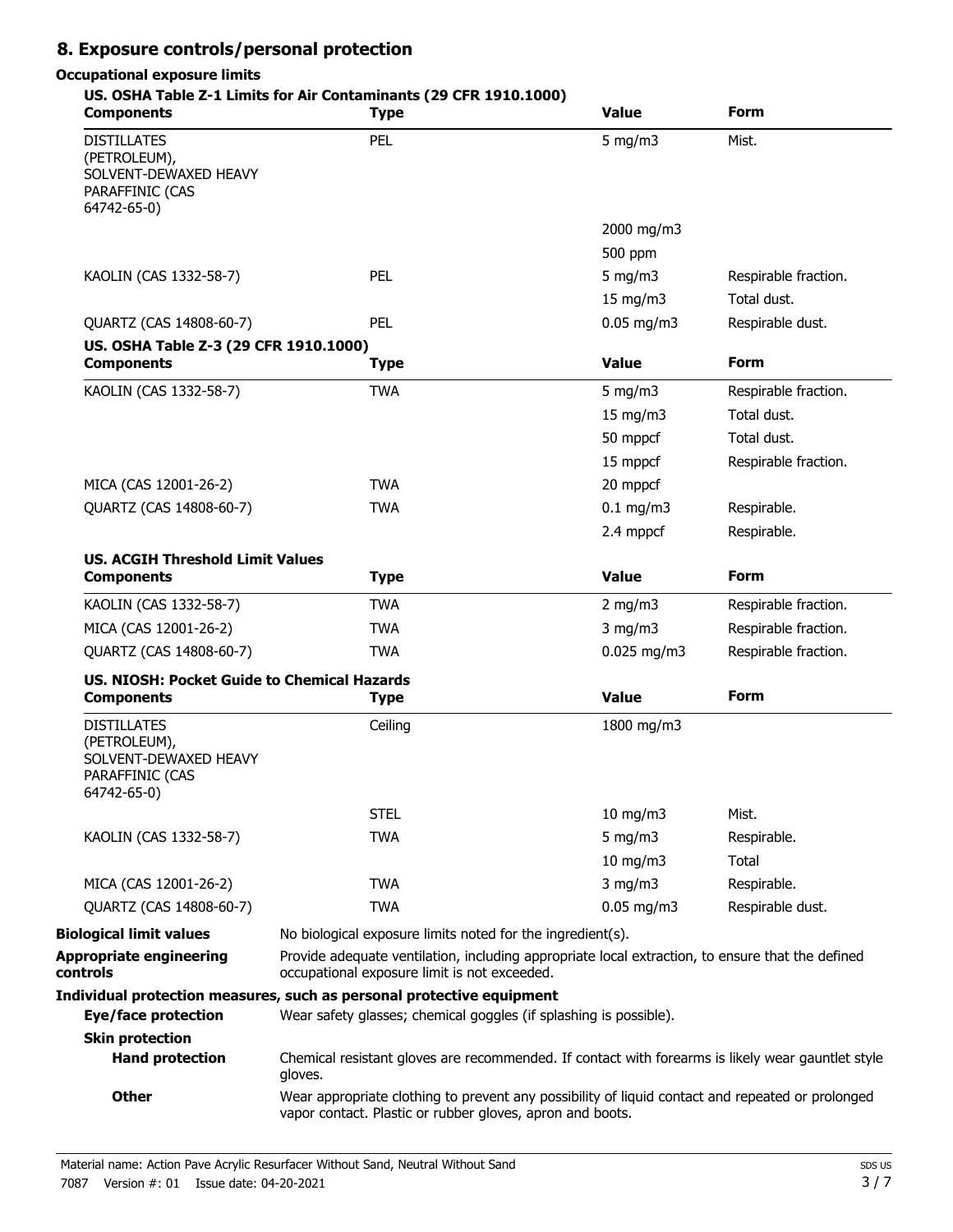## 8. Exposure controls/personal protection

**Occupational exposure limits**

**US. OSHA Table Z-1 Limits for Air Contaminants (29 CFR 1910.1000)**

| Components | Type | Value | Form |
|---|---|---|---|
| DISTILLATES (PETROLEUM), SOLVENT-DEWAXED HEAVY PARAFFINIC (CAS 64742-65-0) | PEL | 5 mg/m3 | Mist. |
| | | 2000 mg/m3 | |
| | | 500 ppm | |
| KAOLIN (CAS 1332-58-7) | PEL | 5 mg/m3 | Respirable fraction. |
| | | 15 mg/m3 | Total dust. |
| QUARTZ (CAS 14808-60-7) | PEL | 0.05 mg/m3 | Respirable dust. |

**US. OSHA Table Z-3 (29 CFR 1910.1000)**

| Components | Type | Value | Form |
|---|---|---|---|
| KAOLIN (CAS 1332-58-7) | TWA | 5 mg/m3 | Respirable fraction. |
| | | 15 mg/m3 | Total dust. |
| | | 50 mppcf | Total dust. |
| | | 15 mppcf | Respirable fraction. |
| MICA (CAS 12001-26-2) | TWA | 20 mppcf | |
| QUARTZ (CAS 14808-60-7) | TWA | 0.1 mg/m3 | Respirable. |
| | | 2.4 mppcf | Respirable. |

**US. ACGIH Threshold Limit Values**

| Components | Type | Value | Form |
|---|---|---|---|
| KAOLIN (CAS 1332-58-7) | TWA | 2 mg/m3 | Respirable fraction. |
| MICA (CAS 12001-26-2) | TWA | 3 mg/m3 | Respirable fraction. |
| QUARTZ (CAS 14808-60-7) | TWA | 0.025 mg/m3 | Respirable fraction. |

**US. NIOSH: Pocket Guide to Chemical Hazards**

| Components | Type | Value | Form |
|---|---|---|---|
| DISTILLATES (PETROLEUM), SOLVENT-DEWAXED HEAVY PARAFFINIC (CAS 64742-65-0) | Ceiling | 1800 mg/m3 | |
| | STEL | 10 mg/m3 | Mist. |
| KAOLIN (CAS 1332-58-7) | TWA | 5 mg/m3 | Respirable. |
| | | 10 mg/m3 | Total |
| MICA (CAS 12001-26-2) | TWA | 3 mg/m3 | Respirable. |
| QUARTZ (CAS 14808-60-7) | TWA | 0.05 mg/m3 | Respirable dust. |

**Biological limit values** No biological exposure limits noted for the ingredient(s).

**Appropriate engineering controls** Provide adequate ventilation, including appropriate local extraction, to ensure that the defined occupational exposure limit is not exceeded.

**Individual protection measures, such as personal protective equipment**

**Eye/face protection** Wear safety glasses; chemical goggles (if splashing is possible).

**Skin protection**

**Hand protection** Chemical resistant gloves are recommended. If contact with forearms is likely wear gauntlet style gloves.

**Other** Wear appropriate clothing to prevent any possibility of liquid contact and repeated or prolonged vapor contact. Plastic or rubber gloves, apron and boots.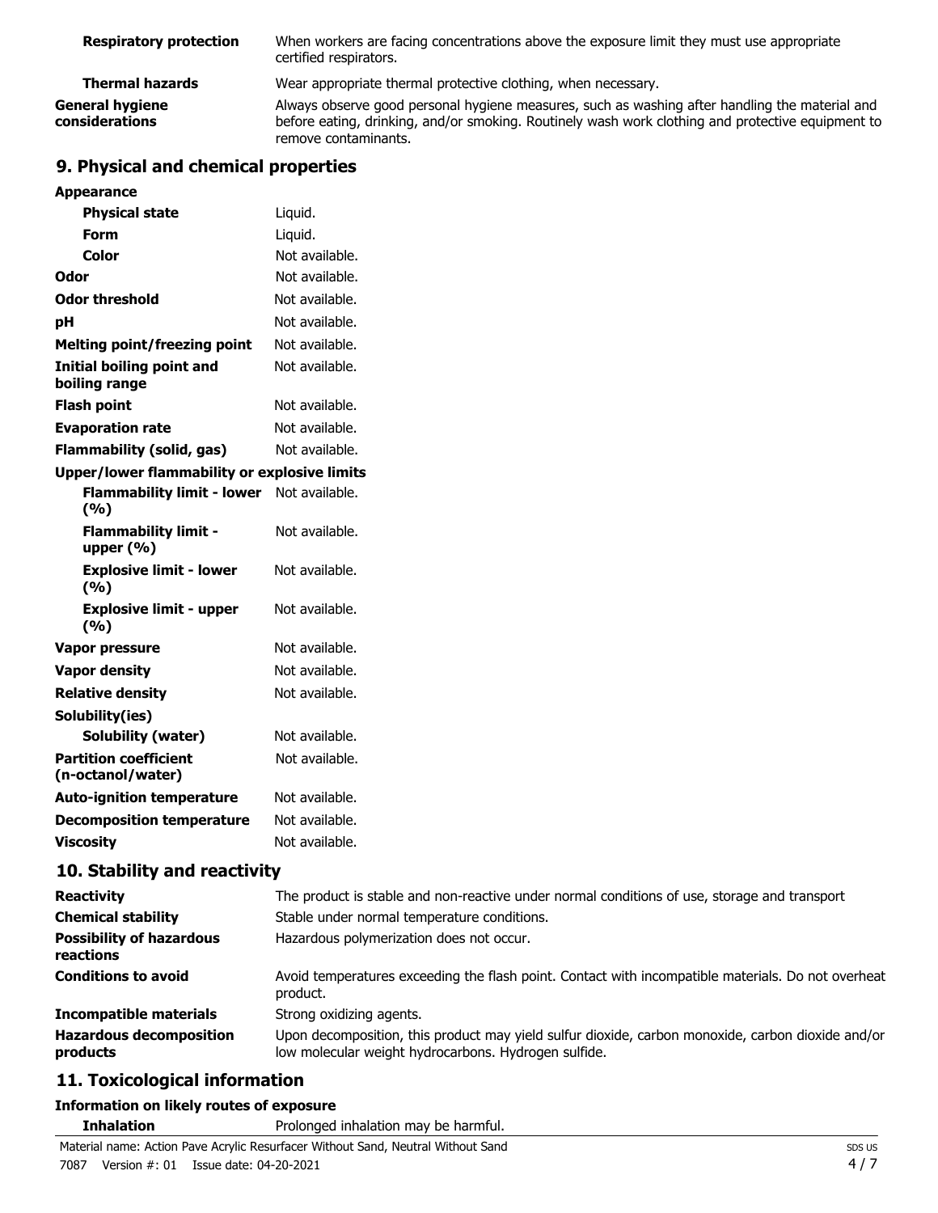| | |
|---|---|
| **Respiratory protection** | When workers are facing concentrations above the exposure limit they must use appropriate certified respirators. |
| **Thermal hazards** | Wear appropriate thermal protective clothing, when necessary. |
| **General hygiene considerations** | Always observe good personal hygiene measures, such as washing after handling the material and before eating, drinking, and/or smoking. Routinely wash work clothing and protective equipment to remove contaminants. |

## 9. Physical and chemical properties

| | |
|---|---|
| **Appearance** | |
| **Physical state** | Liquid. |
| **Form** | Liquid. |
| **Color** | Not available. |
| **Odor** | Not available. |
| **Odor threshold** | Not available. |
| **pH** | Not available. |
| **Melting point/freezing point** | Not available. |
| **Initial boiling point and boiling range** | Not available. |
| **Flash point** | Not available. |
| **Evaporation rate** | Not available. |
| **Flammability (solid, gas)** | Not available. |
| **Upper/lower flammability or explosive limits** | |
| **Flammability limit - lower (%)** | Not available. |
| **Flammability limit - upper (%)** | Not available. |
| **Explosive limit - lower (%)** | Not available. |
| **Explosive limit - upper (%)** | Not available. |
| **Vapor pressure** | Not available. |
| **Vapor density** | Not available. |
| **Relative density** | Not available. |
| **Solubility(ies)** | |
| **Solubility (water)** | Not available. |
| **Partition coefficient (n-octanol/water)** | Not available. |
| **Auto-ignition temperature** | Not available. |
| **Decomposition temperature** | Not available. |
| **Viscosity** | Not available. |

## 10. Stability and reactivity

| | |
|---|---|
| **Reactivity** | The product is stable and non-reactive under normal conditions of use, storage and transport |
| **Chemical stability** | Stable under normal temperature conditions. |
| **Possibility of hazardous reactions** | Hazardous polymerization does not occur. |
| **Conditions to avoid** | Avoid temperatures exceeding the flash point. Contact with incompatible materials. Do not overheat product. |
| **Incompatible materials** | Strong oxidizing agents. |
| **Hazardous decomposition products** | Upon decomposition, this product may yield sulfur dioxide, carbon monoxide, carbon dioxide and/or low molecular weight hydrocarbons. Hydrogen sulfide. |

## 11. Toxicological information

**Information on likely routes of exposure**

| | |
|---|---|
| **Inhalation** | Prolonged inhalation may be harmful. |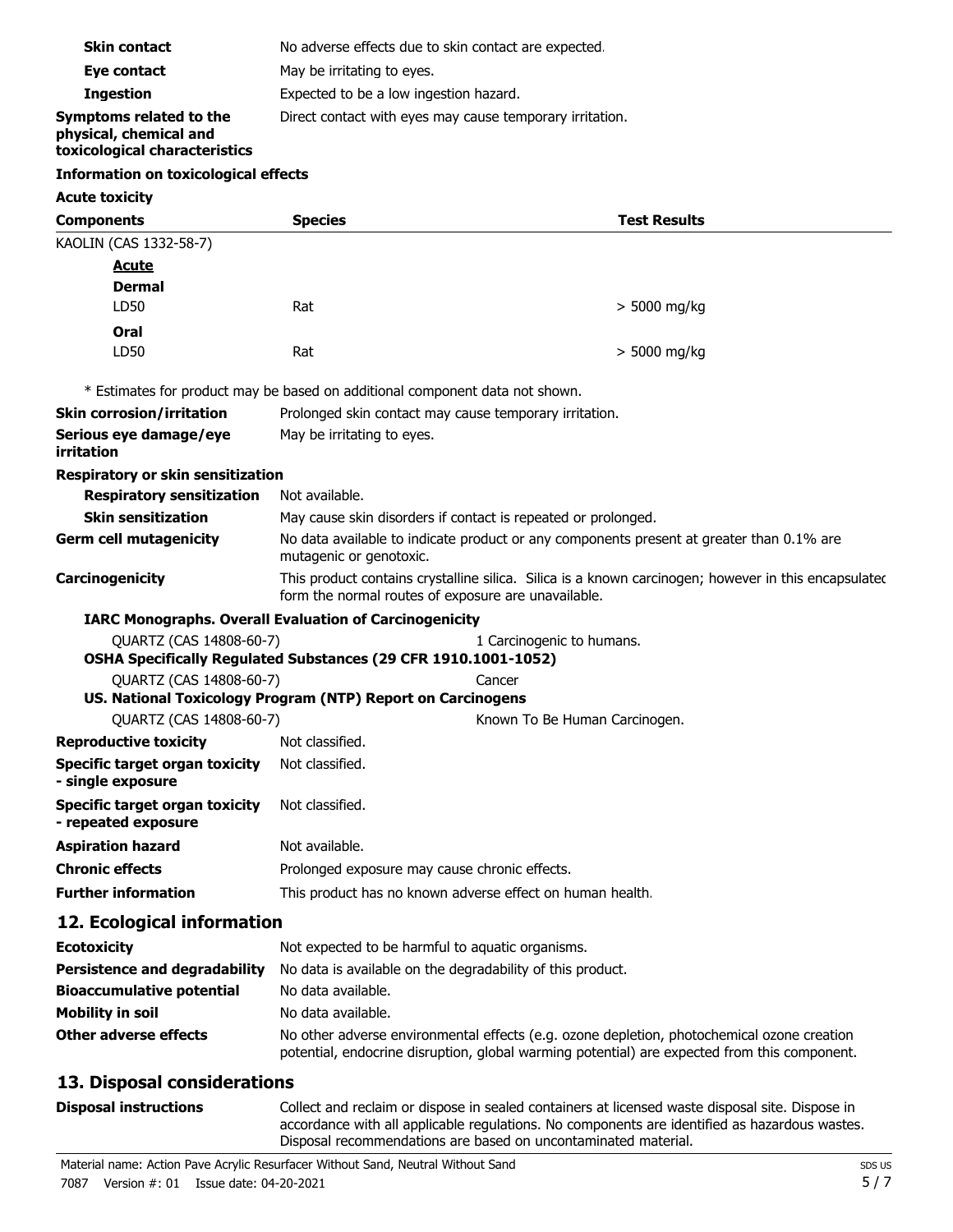**Skin contact** No adverse effects due to skin contact are expected.

**Eye contact** May be irritating to eyes.

**Ingestion** Expected to be a low ingestion hazard.

**Symptoms related to the physical, chemical and toxicological characteristics** Direct contact with eyes may cause temporary irritation.

**Information on toxicological effects**

**Acute toxicity**

| Components | Species | Test Results |
|---|---|---|
| KAOLIN (CAS 1332-58-7) | | |
| **Acute** | | |
| **Dermal** | | |
| LD50 | Rat | > 5000 mg/kg |
| **Oral** | | |
| LD50 | Rat | > 5000 mg/kg |

\* Estimates for product may be based on additional component data not shown.

**Skin corrosion/irritation** Prolonged skin contact may cause temporary irritation.

**Serious eye damage/eye irritation** May be irritating to eyes.

**Respiratory or skin sensitization**

**Respiratory sensitization** Not available.

**Skin sensitization** May cause skin disorders if contact is repeated or prolonged.

**Germ cell mutagenicity** No data available to indicate product or any components present at greater than 0.1% are mutagenic or genotoxic.

**Carcinogenicity** This product contains crystalline silica. Silica is a known carcinogen; however in this encapsulated form the normal routes of exposure are unavailable.

**IARC Monographs. Overall Evaluation of Carcinogenicity**

| | |
|---|---|
| QUARTZ (CAS 14808-60-7) | 1 Carcinogenic to humans. |

**OSHA Specifically Regulated Substances (29 CFR 1910.1001-1052)**

| | |
|---|---|
| QUARTZ (CAS 14808-60-7) | Cancer |

**US. National Toxicology Program (NTP) Report on Carcinogens**

| | |
|---|---|
| QUARTZ (CAS 14808-60-7) | Known To Be Human Carcinogen. |

**Reproductive toxicity** Not classified.

**Specific target organ toxicity - single exposure** Not classified.

**Specific target organ toxicity - repeated exposure** Not classified.

**Aspiration hazard** Not available.

**Chronic effects** Prolonged exposure may cause chronic effects.

**Further information** This product has no known adverse effect on human health.

## 12. Ecological information

**Ecotoxicity** Not expected to be harmful to aquatic organisms.

**Persistence and degradability** No data is available on the degradability of this product.

**Bioaccumulative potential** No data available.

**Mobility in soil** No data available.

**Other adverse effects** No other adverse environmental effects (e.g. ozone depletion, photochemical ozone creation potential, endocrine disruption, global warming potential) are expected from this component.

## 13. Disposal considerations

**Disposal instructions** Collect and reclaim or dispose in sealed containers at licensed waste disposal site. Dispose in accordance with all applicable regulations. No components are identified as hazardous wastes. Disposal recommendations are based on uncontaminated material.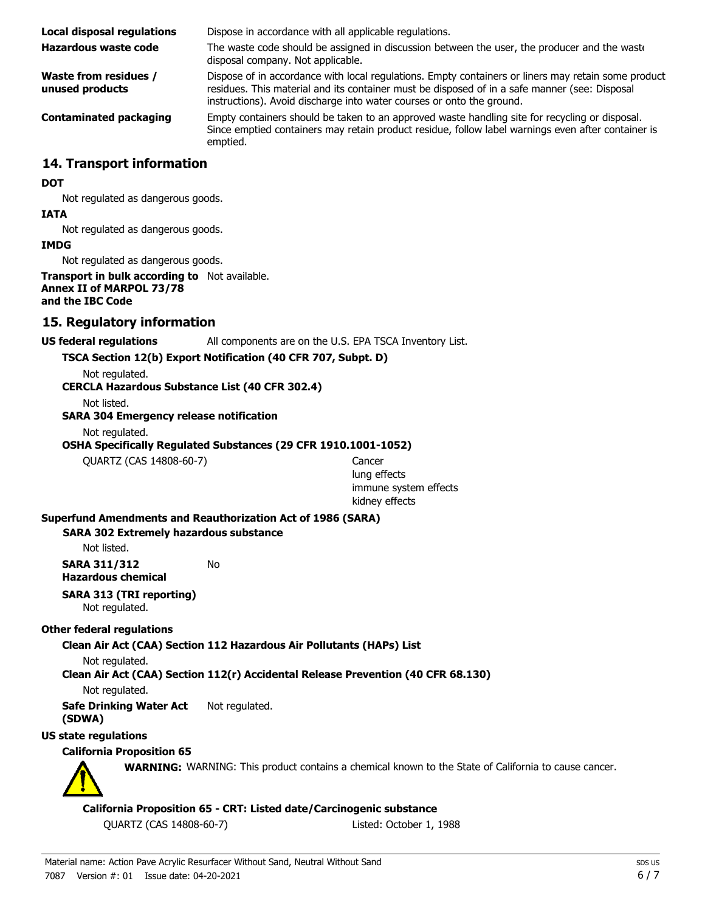| | |
|---|---|
| **Local disposal regulations** | Dispose in accordance with all applicable regulations. |
| **Hazardous waste code** | The waste code should be assigned in discussion between the user, the producer and the waste disposal company. Not applicable. |
| **Waste from residues / unused products** | Dispose of in accordance with local regulations. Empty containers or liners may retain some product residues. This material and its container must be disposed of in a safe manner (see: Disposal instructions). Avoid discharge into water courses or onto the ground. |
| **Contaminated packaging** | Empty containers should be taken to an approved waste handling site for recycling or disposal. Since emptied containers may retain product residue, follow label warnings even after container is emptied. |

## 14. Transport information

**DOT**

Not regulated as dangerous goods.

**IATA**

Not regulated as dangerous goods.

**IMDG**

Not regulated as dangerous goods.

**Transport in bulk according to Annex II of MARPOL 73/78 and the IBC Code** Not available.

## 15. Regulatory information

**US federal regulations** All components are on the U.S. EPA TSCA Inventory List.

**TSCA Section 12(b) Export Notification (40 CFR 707, Subpt. D)**

Not regulated.

**CERCLA Hazardous Substance List (40 CFR 302.4)**

Not listed.

**SARA 304 Emergency release notification**

Not regulated.

**OSHA Specifically Regulated Substances (29 CFR 1910.1001-1052)**

| | |
|---|---|
| QUARTZ (CAS 14808-60-7) | Cancer<br>lung effects<br>immune system effects<br>kidney effects |

**Superfund Amendments and Reauthorization Act of 1986 (SARA)**

**SARA 302 Extremely hazardous substance**

Not listed.

**SARA 311/312 Hazardous chemical** No

**SARA 313 (TRI reporting)**

Not regulated.

**Other federal regulations**

**Clean Air Act (CAA) Section 112 Hazardous Air Pollutants (HAPs) List**

Not regulated.

**Clean Air Act (CAA) Section 112(r) Accidental Release Prevention (40 CFR 68.130)**

Not regulated.

**Safe Drinking Water Act (SDWA)** Not regulated.

**US state regulations**

**California Proposition 65**

**WARNING:** WARNING: This product contains a chemical known to the State of California to cause cancer.

**California Proposition 65 - CRT: Listed date/Carcinogenic substance**

| | |
|---|---|
| QUARTZ (CAS 14808-60-7) | Listed: October 1, 1988 |

Material name: Action Pave Acrylic Resurfacer Without Sand, Neutral Without Sand

7087 Version #: 01 Issue date: 04-20-2021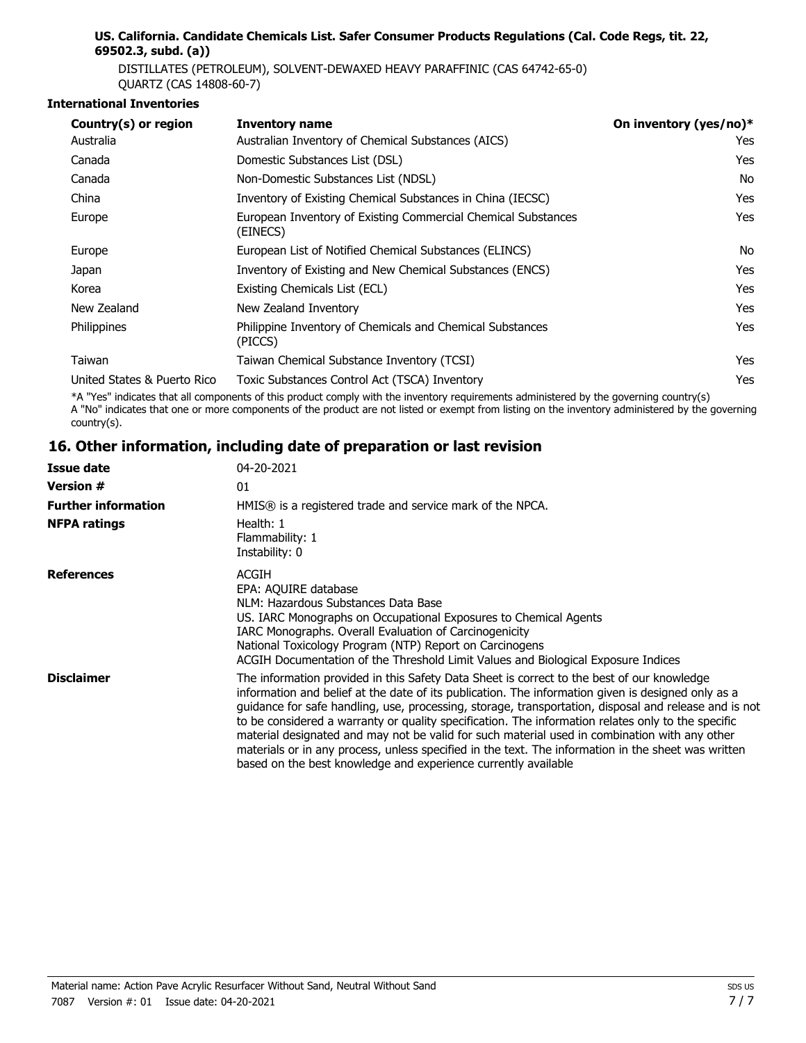**US. California. Candidate Chemicals List. Safer Consumer Products Regulations (Cal. Code Regs, tit. 22, 69502.3, subd. (a))**

DISTILLATES (PETROLEUM), SOLVENT-DEWAXED HEAVY PARAFFINIC (CAS 64742-65-0)
QUARTZ (CAS 14808-60-7)

**International Inventories**

| Country(s) or region | Inventory name | On inventory (yes/no)* |
|---|---|---|
| Australia | Australian Inventory of Chemical Substances (AICS) | Yes |
| Canada | Domestic Substances List (DSL) | Yes |
| Canada | Non-Domestic Substances List (NDSL) | No |
| China | Inventory of Existing Chemical Substances in China (IECSC) | Yes |
| Europe | European Inventory of Existing Commercial Chemical Substances (EINECS) | Yes |
| Europe | European List of Notified Chemical Substances (ELINCS) | No |
| Japan | Inventory of Existing and New Chemical Substances (ENCS) | Yes |
| Korea | Existing Chemicals List (ECL) | Yes |
| New Zealand | New Zealand Inventory | Yes |
| Philippines | Philippine Inventory of Chemicals and Chemical Substances (PICCS) | Yes |
| Taiwan | Taiwan Chemical Substance Inventory (TCSI) | Yes |
| United States & Puerto Rico | Toxic Substances Control Act (TSCA) Inventory | Yes |

*A "Yes" indicates that all components of this product comply with the inventory requirements administered by the governing country(s)
A "No" indicates that one or more components of the product are not listed or exempt from listing on the inventory administered by the governing country(s).

## 16. Other information, including date of preparation or last revision

**Issue date** 04-20-2021

**Version #** 01

**Further information** HMIS® is a registered trade and service mark of the NPCA.

**NFPA ratings**
Health: 1
Flammability: 1
Instability: 0

**References**
ACGIH
EPA: AQUIRE database
NLM: Hazardous Substances Data Base
US. IARC Monographs on Occupational Exposures to Chemical Agents
IARC Monographs. Overall Evaluation of Carcinogenicity
National Toxicology Program (NTP) Report on Carcinogens
ACGIH Documentation of the Threshold Limit Values and Biological Exposure Indices

**Disclaimer**
The information provided in this Safety Data Sheet is correct to the best of our knowledge information and belief at the date of its publication. The information given is designed only as a guidance for safe handling, use, processing, storage, transportation, disposal and release and is not to be considered a warranty or quality specification. The information relates only to the specific material designated and may not be valid for such material used in combination with any other materials or in any process, unless specified in the text. The information in the sheet was written based on the best knowledge and experience currently available